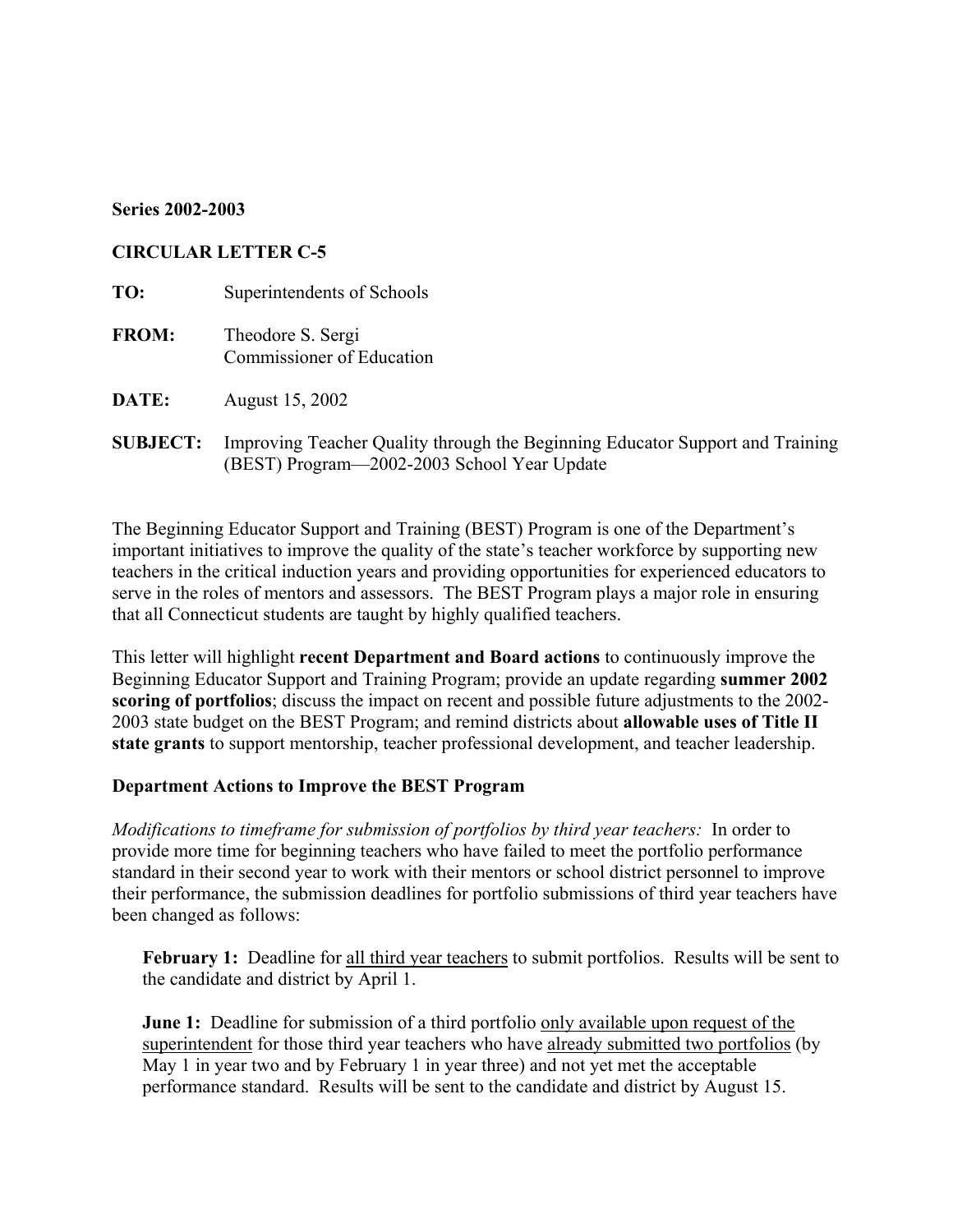**Series 2002-2003**

**CIRCULAR LETTER C-5**

| | |
|---|---|
| **TO:** | Superintendents of Schools |
| **FROM:** | Theodore S. Sergi<br>Commissioner of Education |
| **DATE:** | August 15, 2002 |
| **SUBJECT:** | Improving Teacher Quality through the Beginning Educator Support and Training (BEST) Program—2002-2003 School Year Update |

The Beginning Educator Support and Training (BEST) Program is one of the Department's important initiatives to improve the quality of the state's teacher workforce by supporting new teachers in the critical induction years and providing opportunities for experienced educators to serve in the roles of mentors and assessors. The BEST Program plays a major role in ensuring that all Connecticut students are taught by highly qualified teachers.

This letter will highlight **recent Department and Board actions** to continuously improve the Beginning Educator Support and Training Program; provide an update regarding **summer 2002 scoring of portfolios**; discuss the impact on recent and possible future adjustments to the 2002-2003 state budget on the BEST Program; and remind districts about **allowable uses of Title II state grants** to support mentorship, teacher professional development, and teacher leadership.

**Department Actions to Improve the BEST Program**

*Modifications to timeframe for submission of portfolios by third year teachers:* In order to provide more time for beginning teachers who have failed to meet the portfolio performance standard in their second year to work with their mentors or school district personnel to improve their performance, the submission deadlines for portfolio submissions of third year teachers have been changed as follows:

> **February 1:** Deadline for <u>all third year teachers</u> to submit portfolios. Results will be sent to the candidate and district by April 1.
>
> **June 1:** Deadline for submission of a third portfolio <u>only available upon request of the superintendent</u> for those third year teachers who have <u>already submitted two portfolios</u> (by May 1 in year two and by February 1 in year three) and not yet met the acceptable performance standard. Results will be sent to the candidate and district by August 15.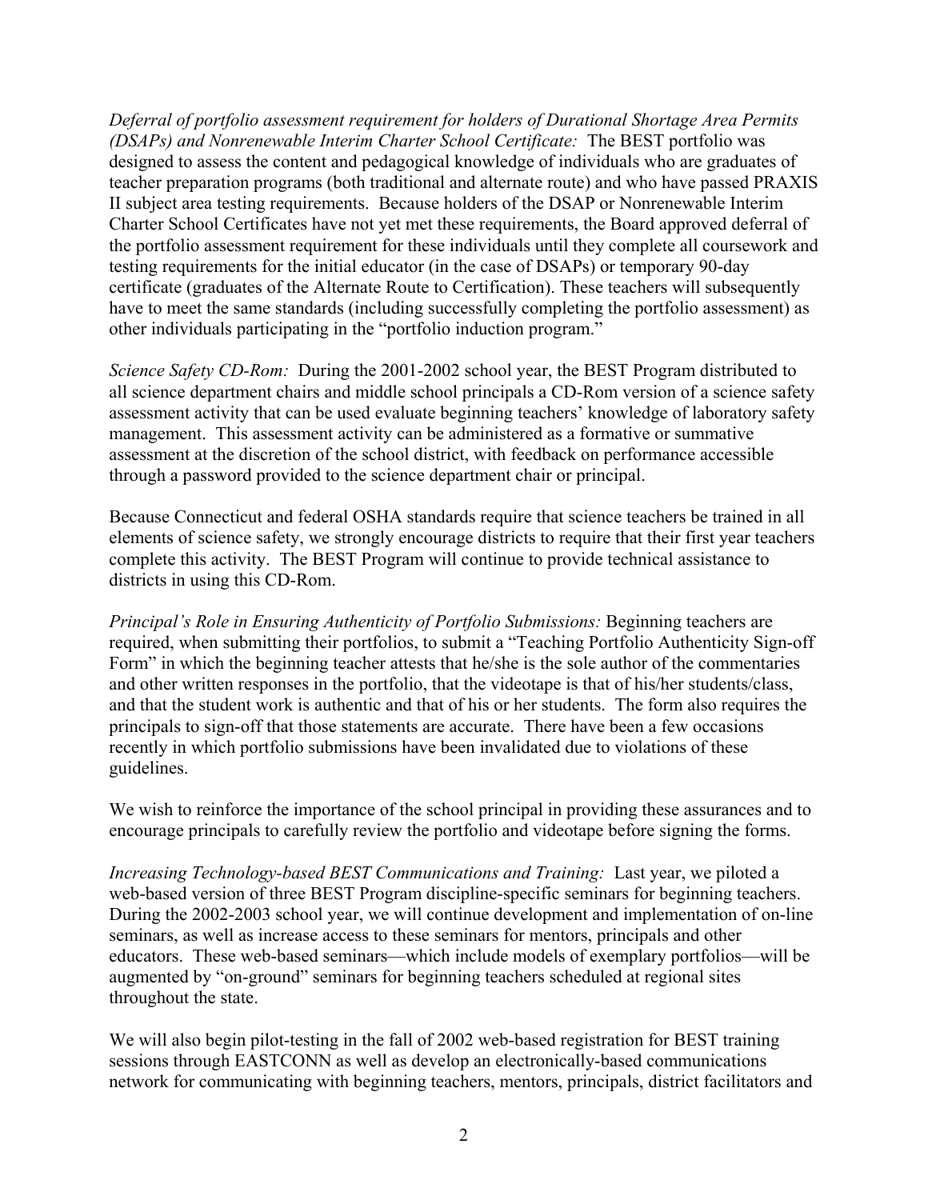*Deferral of portfolio assessment requirement for holders of Durational Shortage Area Permits (DSAPs) and Nonrenewable Interim Charter School Certificate:* The BEST portfolio was designed to assess the content and pedagogical knowledge of individuals who are graduates of teacher preparation programs (both traditional and alternate route) and who have passed PRAXIS II subject area testing requirements. Because holders of the DSAP or Nonrenewable Interim Charter School Certificates have not yet met these requirements, the Board approved deferral of the portfolio assessment requirement for these individuals until they complete all coursework and testing requirements for the initial educator (in the case of DSAPs) or temporary 90-day certificate (graduates of the Alternate Route to Certification). These teachers will subsequently have to meet the same standards (including successfully completing the portfolio assessment) as other individuals participating in the "portfolio induction program."

*Science Safety CD-Rom:* During the 2001-2002 school year, the BEST Program distributed to all science department chairs and middle school principals a CD-Rom version of a science safety assessment activity that can be used evaluate beginning teachers' knowledge of laboratory safety management. This assessment activity can be administered as a formative or summative assessment at the discretion of the school district, with feedback on performance accessible through a password provided to the science department chair or principal.

Because Connecticut and federal OSHA standards require that science teachers be trained in all elements of science safety, we strongly encourage districts to require that their first year teachers complete this activity. The BEST Program will continue to provide technical assistance to districts in using this CD-Rom.

*Principal's Role in Ensuring Authenticity of Portfolio Submissions:* Beginning teachers are required, when submitting their portfolios, to submit a "Teaching Portfolio Authenticity Sign-off Form" in which the beginning teacher attests that he/she is the sole author of the commentaries and other written responses in the portfolio, that the videotape is that of his/her students/class, and that the student work is authentic and that of his or her students. The form also requires the principals to sign-off that those statements are accurate. There have been a few occasions recently in which portfolio submissions have been invalidated due to violations of these guidelines.

We wish to reinforce the importance of the school principal in providing these assurances and to encourage principals to carefully review the portfolio and videotape before signing the forms.

*Increasing Technology-based BEST Communications and Training:* Last year, we piloted a web-based version of three BEST Program discipline-specific seminars for beginning teachers. During the 2002-2003 school year, we will continue development and implementation of on-line seminars, as well as increase access to these seminars for mentors, principals and other educators. These web-based seminars—which include models of exemplary portfolios—will be augmented by "on-ground" seminars for beginning teachers scheduled at regional sites throughout the state.

We will also begin pilot-testing in the fall of 2002 web-based registration for BEST training sessions through EASTCONN as well as develop an electronically-based communications network for communicating with beginning teachers, mentors, principals, district facilitators and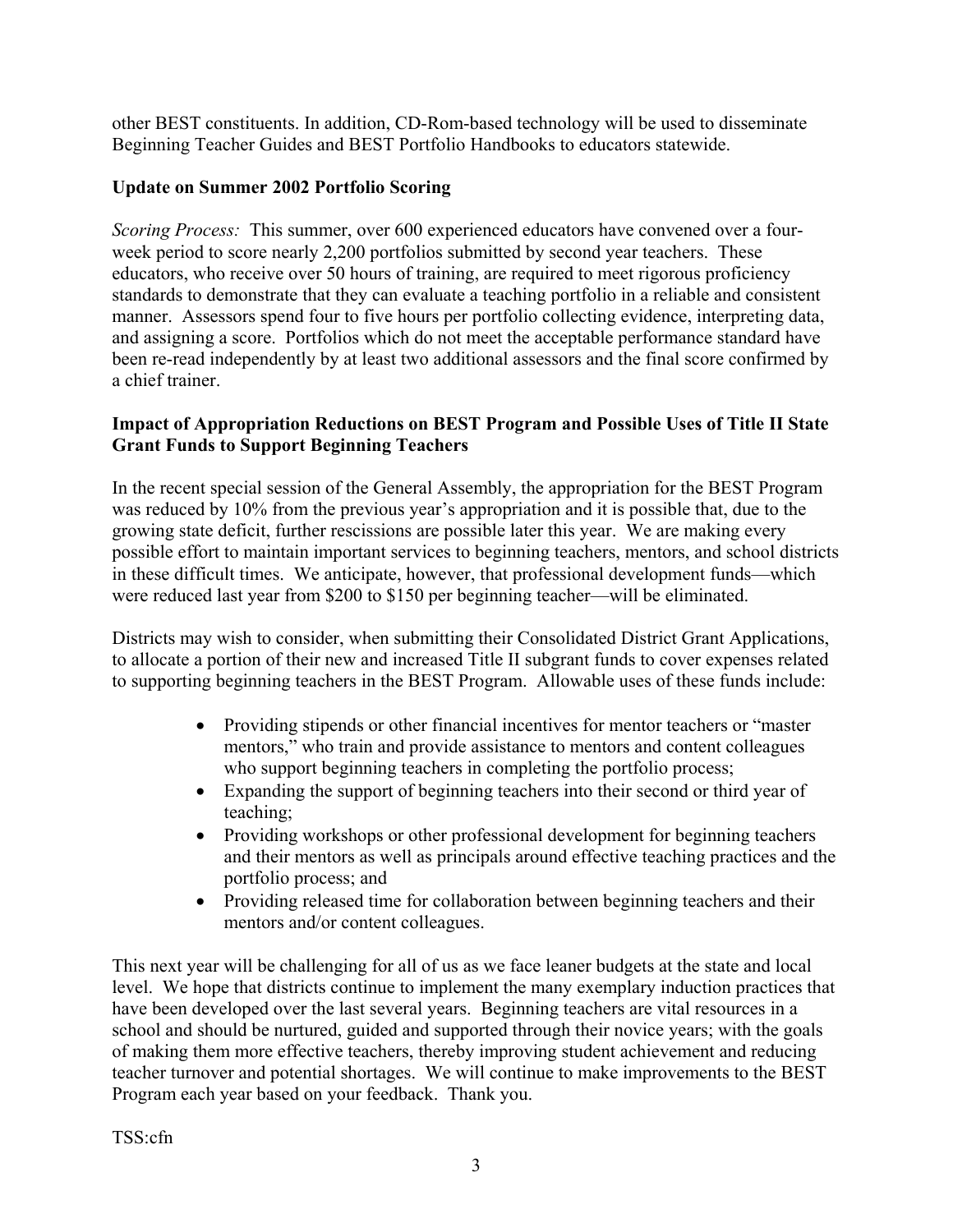other BEST constituents. In addition, CD-Rom-based technology will be used to disseminate Beginning Teacher Guides and BEST Portfolio Handbooks to educators statewide.

**Update on Summer 2002 Portfolio Scoring**

*Scoring Process:* This summer, over 600 experienced educators have convened over a four-week period to score nearly 2,200 portfolios submitted by second year teachers. These educators, who receive over 50 hours of training, are required to meet rigorous proficiency standards to demonstrate that they can evaluate a teaching portfolio in a reliable and consistent manner. Assessors spend four to five hours per portfolio collecting evidence, interpreting data, and assigning a score. Portfolios which do not meet the acceptable performance standard have been re-read independently by at least two additional assessors and the final score confirmed by a chief trainer.

**Impact of Appropriation Reductions on BEST Program and Possible Uses of Title II State Grant Funds to Support Beginning Teachers**

In the recent special session of the General Assembly, the appropriation for the BEST Program was reduced by 10% from the previous year's appropriation and it is possible that, due to the growing state deficit, further rescissions are possible later this year. We are making every possible effort to maintain important services to beginning teachers, mentors, and school districts in these difficult times. We anticipate, however, that professional development funds—which were reduced last year from $200 to $150 per beginning teacher—will be eliminated.

Districts may wish to consider, when submitting their Consolidated District Grant Applications, to allocate a portion of their new and increased Title II subgrant funds to cover expenses related to supporting beginning teachers in the BEST Program. Allowable uses of these funds include:

- Providing stipends or other financial incentives for mentor teachers or "master mentors," who train and provide assistance to mentors and content colleagues who support beginning teachers in completing the portfolio process;
- Expanding the support of beginning teachers into their second or third year of teaching;
- Providing workshops or other professional development for beginning teachers and their mentors as well as principals around effective teaching practices and the portfolio process; and
- Providing released time for collaboration between beginning teachers and their mentors and/or content colleagues.

This next year will be challenging for all of us as we face leaner budgets at the state and local level. We hope that districts continue to implement the many exemplary induction practices that have been developed over the last several years. Beginning teachers are vital resources in a school and should be nurtured, guided and supported through their novice years; with the goals of making them more effective teachers, thereby improving student achievement and reducing teacher turnover and potential shortages. We will continue to make improvements to the BEST Program each year based on your feedback. Thank you.

TSS:cfn